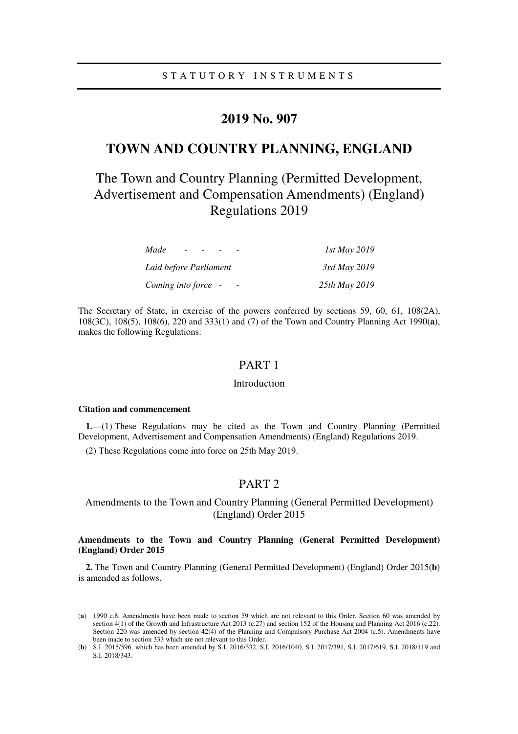STATUTORY INSTRUMENTS

# 2019 No. 907

# TOWN AND COUNTRY PLANNING, ENGLAND

## The Town and Country Planning (Permitted Development, Advertisement and Compensation Amendments) (England) Regulations 2019

| | |
|---|---|
| *Made - - - -* | *1st May 2019* |
| *Laid before Parliament* | *3rd May 2019* |
| *Coming into force - -* | *25th May 2019* |

The Secretary of State, in exercise of the powers conferred by sections 59, 60, 61, 108(2A), 108(3C), 108(5), 108(6), 220 and 333(1) and (7) of the Town and Country Planning Act 1990(**a**), makes the following Regulations:

## PART 1

### Introduction

**Citation and commencement**

**1.**—(1) These Regulations may be cited as the Town and Country Planning (Permitted Development, Advertisement and Compensation Amendments) (England) Regulations 2019.

(2) These Regulations come into force on 25th May 2019.

## PART 2

### Amendments to the Town and Country Planning (General Permitted Development) (England) Order 2015

**Amendments to the Town and Country Planning (General Permitted Development) (England) Order 2015**

**2.** The Town and Country Planning (General Permitted Development) (England) Order 2015(**b**) is amended as follows.

---

(**a**) 1990 c.8. Amendments have been made to section 59 which are not relevant to this Order. Section 60 was amended by section 4(1) of the Growth and Infrastructure Act 2013 (c.27) and section 152 of the Housing and Planning Act 2016 (c.22). Section 220 was amended by section 42(4) of the Planning and Compulsory Purchase Act 2004 (c.5). Amendments have been made to section 333 which are not relevant to this Order.

(**b**) S.I. 2015/596, which has been amended by S.I. 2016/332, S.I. 2016/1040, S.I. 2017/391, S.I. 2017/619, S.I. 2018/119 and S.I. 2018/343.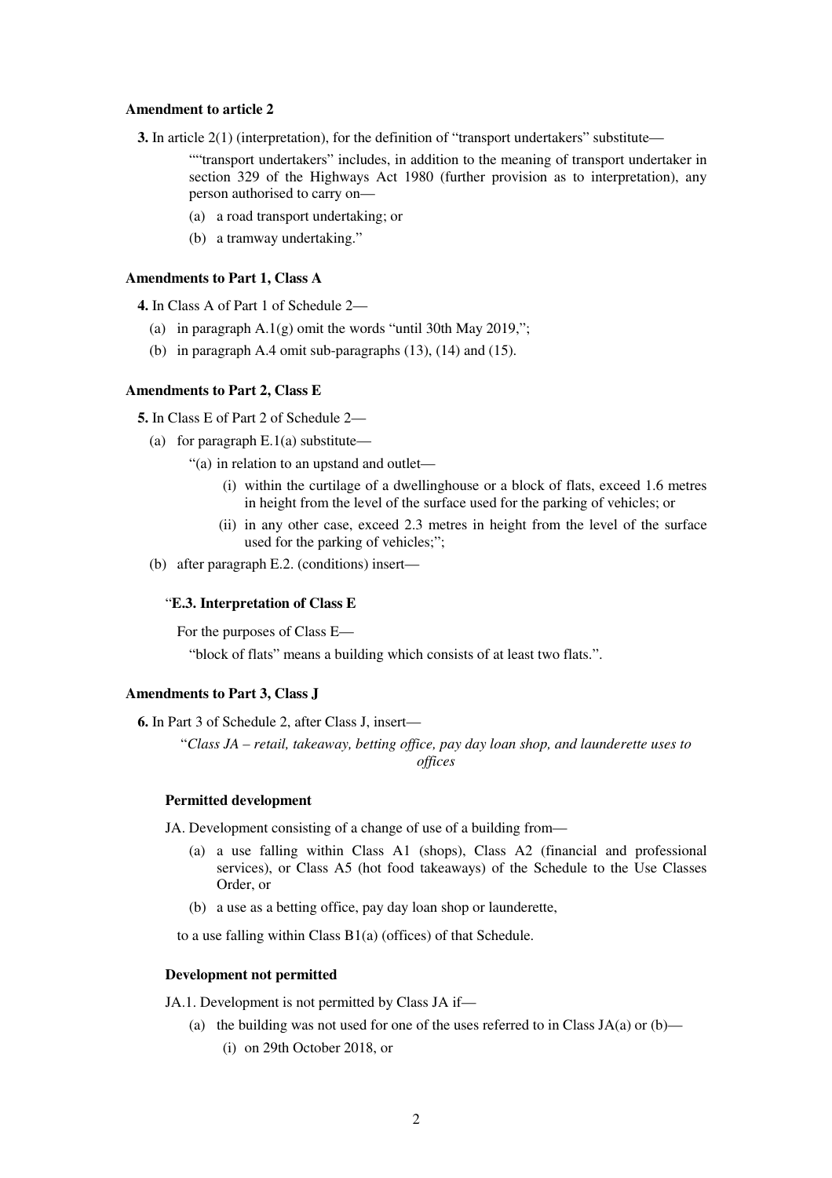**Amendment to article 2**

**3.** In article 2(1) (interpretation), for the definition of "transport undertakers" substitute—

> ""transport undertakers" includes, in addition to the meaning of transport undertaker in section 329 of the Highways Act 1980 (further provision as to interpretation), any person authorised to carry on—
>
> (a) a road transport undertaking; or
>
> (b) a tramway undertaking."

**Amendments to Part 1, Class A**

**4.** In Class A of Part 1 of Schedule 2—

(a) in paragraph A.1(g) omit the words "until 30th May 2019,";

(b) in paragraph A.4 omit sub-paragraphs (13), (14) and (15).

**Amendments to Part 2, Class E**

**5.** In Class E of Part 2 of Schedule 2—

(a) for paragraph E.1(a) substitute—

> "(a) in relation to an upstand and outlet—
>
> (i) within the curtilage of a dwellinghouse or a block of flats, exceed 1.6 metres in height from the level of the surface used for the parking of vehicles; or
>
> (ii) in any other case, exceed 2.3 metres in height from the level of the surface used for the parking of vehicles;";

(b) after paragraph E.2. (conditions) insert—

> "**E.3. Interpretation of Class E**
>
> For the purposes of Class E—
>
> "block of flats" means a building which consists of at least two flats.".

**Amendments to Part 3, Class J**

**6.** In Part 3 of Schedule 2, after Class J, insert—

> "*Class JA – retail, takeaway, betting office, pay day loan shop, and launderette uses to offices*
>
> **Permitted development**
>
> JA. Development consisting of a change of use of a building from—
>
> (a) a use falling within Class A1 (shops), Class A2 (financial and professional services), or Class A5 (hot food takeaways) of the Schedule to the Use Classes Order, or
>
> (b) a use as a betting office, pay day loan shop or launderette,
>
> to a use falling within Class B1(a) (offices) of that Schedule.
>
> **Development not permitted**
>
> JA.1. Development is not permitted by Class JA if—
>
> (a) the building was not used for one of the uses referred to in Class JA(a) or (b)—
>
> (i) on 29th October 2018, or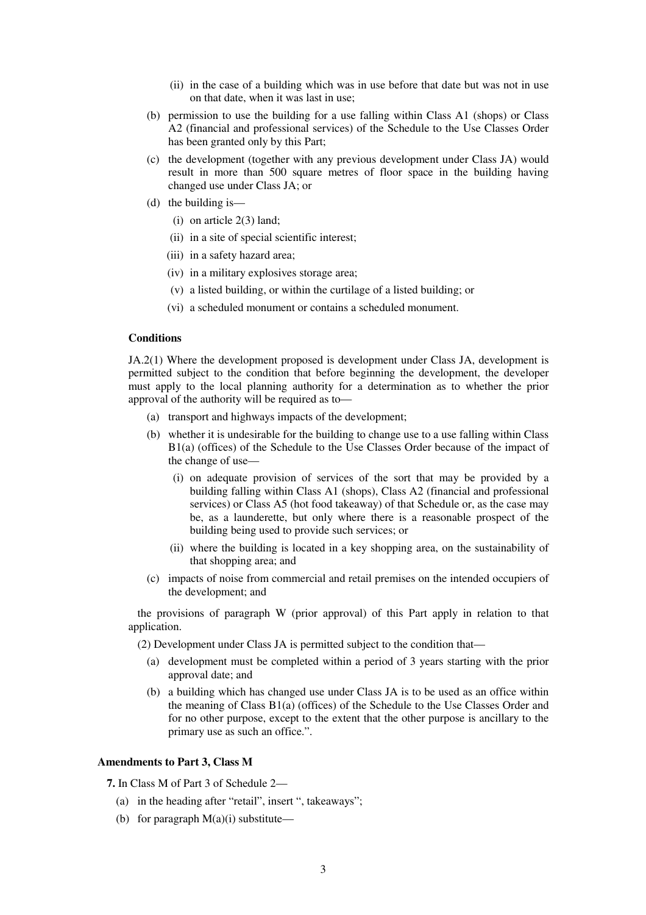(ii) in the case of a building which was in use before that date but was not in use on that date, when it was last in use;

(b) permission to use the building for a use falling within Class A1 (shops) or Class A2 (financial and professional services) of the Schedule to the Use Classes Order has been granted only by this Part;

(c) the development (together with any previous development under Class JA) would result in more than 500 square metres of floor space in the building having changed use under Class JA; or

(d) the building is—

(i) on article 2(3) land;

(ii) in a site of special scientific interest;

(iii) in a safety hazard area;

(iv) in a military explosives storage area;

(v) a listed building, or within the curtilage of a listed building; or

(vi) a scheduled monument or contains a scheduled monument.

**Conditions**

JA.2(1) Where the development proposed is development under Class JA, development is permitted subject to the condition that before beginning the development, the developer must apply to the local planning authority for a determination as to whether the prior approval of the authority will be required as to—

(a) transport and highways impacts of the development;

(b) whether it is undesirable for the building to change use to a use falling within Class B1(a) (offices) of the Schedule to the Use Classes Order because of the impact of the change of use—

(i) on adequate provision of services of the sort that may be provided by a building falling within Class A1 (shops), Class A2 (financial and professional services) or Class A5 (hot food takeaway) of that Schedule or, as the case may be, as a launderette, but only where there is a reasonable prospect of the building being used to provide such services; or

(ii) where the building is located in a key shopping area, on the sustainability of that shopping area; and

(c) impacts of noise from commercial and retail premises on the intended occupiers of the development; and

the provisions of paragraph W (prior approval) of this Part apply in relation to that application.

(2) Development under Class JA is permitted subject to the condition that—

(a) development must be completed within a period of 3 years starting with the prior approval date; and

(b) a building which has changed use under Class JA is to be used as an office within the meaning of Class B1(a) (offices) of the Schedule to the Use Classes Order and for no other purpose, except to the extent that the other purpose is ancillary to the primary use as such an office.".

**Amendments to Part 3, Class M**

**7.** In Class M of Part 3 of Schedule 2—

(a) in the heading after "retail", insert ", takeaways";

(b) for paragraph M(a)(i) substitute—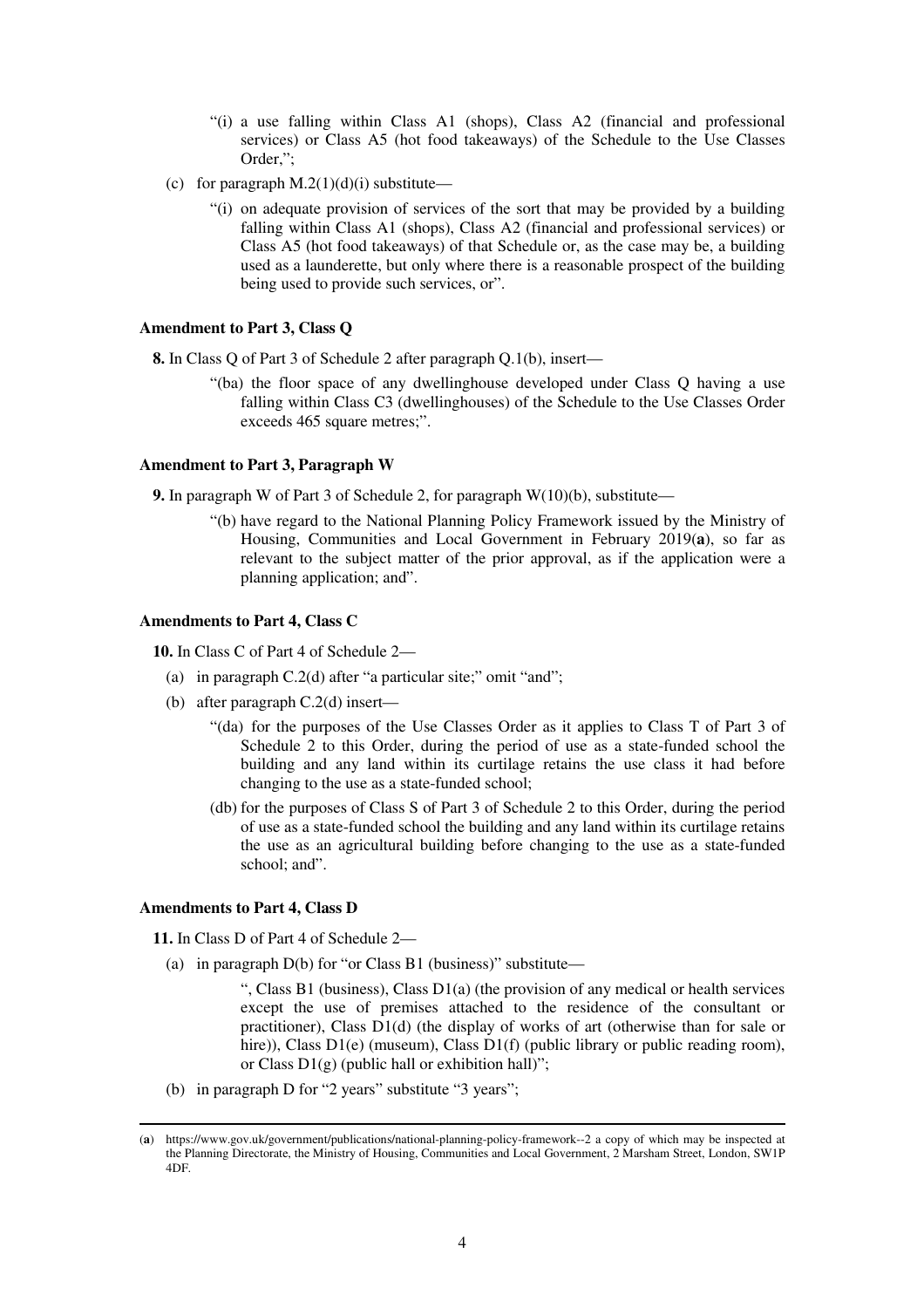"(i) a use falling within Class A1 (shops), Class A2 (financial and professional services) or Class A5 (hot food takeaways) of the Schedule to the Use Classes Order,";

(c) for paragraph M.2(1)(d)(i) substitute—

"(i) on adequate provision of services of the sort that may be provided by a building falling within Class A1 (shops), Class A2 (financial and professional services) or Class A5 (hot food takeaways) of that Schedule or, as the case may be, a building used as a launderette, but only where there is a reasonable prospect of the building being used to provide such services, or".

**Amendment to Part 3, Class Q**

**8.** In Class Q of Part 3 of Schedule 2 after paragraph Q.1(b), insert—

"(ba) the floor space of any dwellinghouse developed under Class Q having a use falling within Class C3 (dwellinghouses) of the Schedule to the Use Classes Order exceeds 465 square metres;".

**Amendment to Part 3, Paragraph W**

**9.** In paragraph W of Part 3 of Schedule 2, for paragraph W(10)(b), substitute—

"(b) have regard to the National Planning Policy Framework issued by the Ministry of Housing, Communities and Local Government in February 2019(**a**), so far as relevant to the subject matter of the prior approval, as if the application were a planning application; and".

**Amendments to Part 4, Class C**

**10.** In Class C of Part 4 of Schedule 2—

(a) in paragraph C.2(d) after "a particular site;" omit "and";

(b) after paragraph C.2(d) insert—

"(da) for the purposes of the Use Classes Order as it applies to Class T of Part 3 of Schedule 2 to this Order, during the period of use as a state-funded school the building and any land within its curtilage retains the use class it had before changing to the use as a state-funded school;

(db) for the purposes of Class S of Part 3 of Schedule 2 to this Order, during the period of use as a state-funded school the building and any land within its curtilage retains the use as an agricultural building before changing to the use as a state-funded school; and".

**Amendments to Part 4, Class D**

**11.** In Class D of Part 4 of Schedule 2—

(a) in paragraph D(b) for "or Class B1 (business)" substitute—

", Class B1 (business), Class D1(a) (the provision of any medical or health services except the use of premises attached to the residence of the consultant or practitioner), Class D1(d) (the display of works of art (otherwise than for sale or hire)), Class D1(e) (museum), Class D1(f) (public library or public reading room), or Class D1(g) (public hall or exhibition hall)";

(b) in paragraph D for "2 years" substitute "3 years";

---

(**a**) https://www.gov.uk/government/publications/national-planning-policy-framework--2 a copy of which may be inspected at the Planning Directorate, the Ministry of Housing, Communities and Local Government, 2 Marsham Street, London, SW1P 4DF.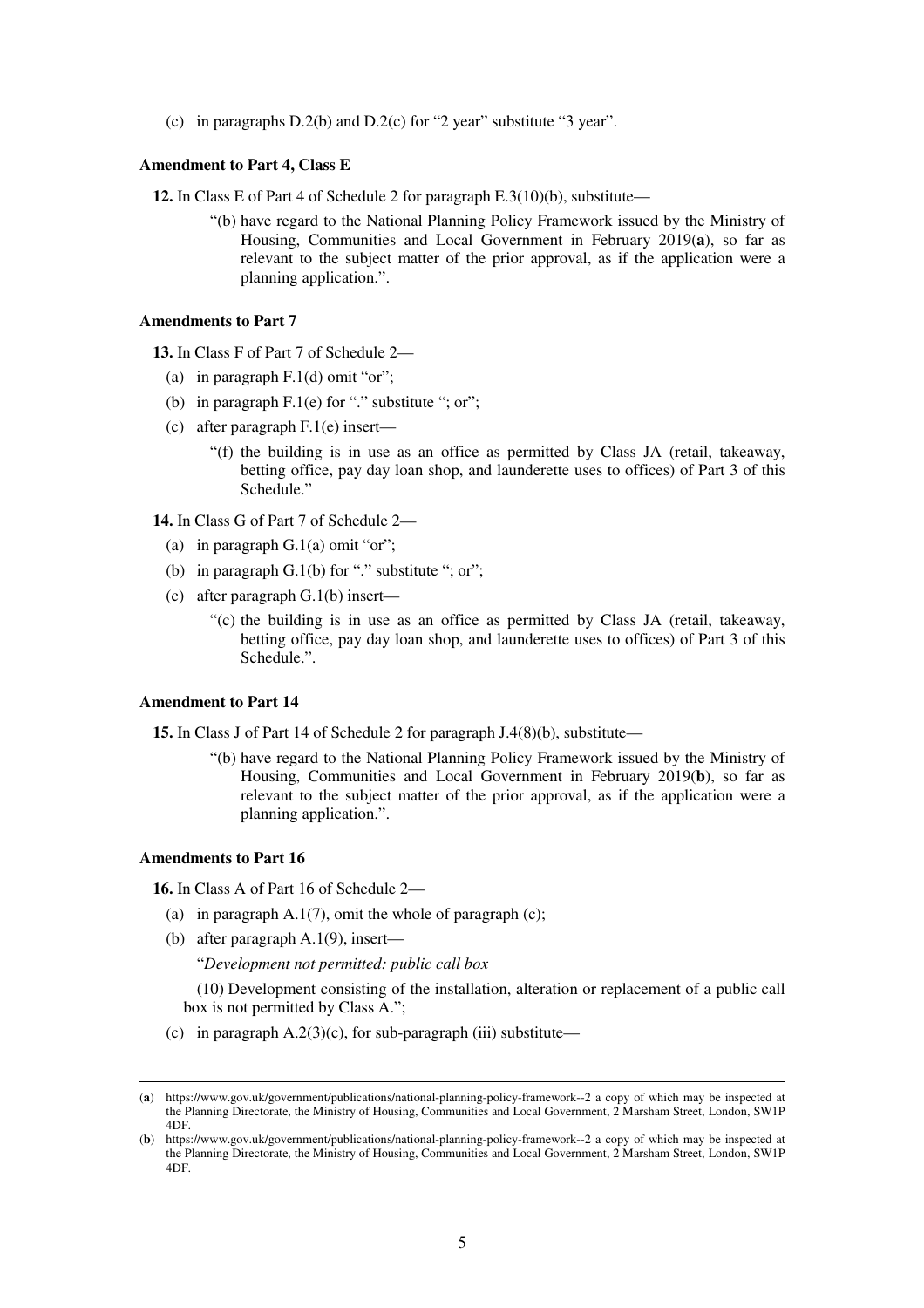(c) in paragraphs D.2(b) and D.2(c) for "2 year" substitute "3 year".

**Amendment to Part 4, Class E**

**12.** In Class E of Part 4 of Schedule 2 for paragraph E.3(10)(b), substitute—

"(b) have regard to the National Planning Policy Framework issued by the Ministry of Housing, Communities and Local Government in February 2019(**a**), so far as relevant to the subject matter of the prior approval, as if the application were a planning application.".

**Amendments to Part 7**

**13.** In Class F of Part 7 of Schedule 2—

(a) in paragraph F.1(d) omit "or";

(b) in paragraph F.1(e) for "." substitute "; or";

(c) after paragraph F.1(e) insert—

"(f) the building is in use as an office as permitted by Class JA (retail, takeaway, betting office, pay day loan shop, and launderette uses to offices) of Part 3 of this Schedule."

**14.** In Class G of Part 7 of Schedule 2—

(a) in paragraph G.1(a) omit "or";

(b) in paragraph G.1(b) for "." substitute "; or";

(c) after paragraph G.1(b) insert—

"(c) the building is in use as an office as permitted by Class JA (retail, takeaway, betting office, pay day loan shop, and launderette uses to offices) of Part 3 of this Schedule.".

**Amendment to Part 14**

**15.** In Class J of Part 14 of Schedule 2 for paragraph J.4(8)(b), substitute—

"(b) have regard to the National Planning Policy Framework issued by the Ministry of Housing, Communities and Local Government in February 2019(**b**), so far as relevant to the subject matter of the prior approval, as if the application were a planning application.".

**Amendments to Part 16**

**16.** In Class A of Part 16 of Schedule 2—

(a) in paragraph A.1(7), omit the whole of paragraph (c);

(b) after paragraph A.1(9), insert—

"*Development not permitted: public call box*

(10) Development consisting of the installation, alteration or replacement of a public call box is not permitted by Class A.";

(c) in paragraph A.2(3)(c), for sub-paragraph (iii) substitute—

---

(**a**) https://www.gov.uk/government/publications/national-planning-policy-framework--2 a copy of which may be inspected at the Planning Directorate, the Ministry of Housing, Communities and Local Government, 2 Marsham Street, London, SW1P 4DF.

(**b**) https://www.gov.uk/government/publications/national-planning-policy-framework--2 a copy of which may be inspected at the Planning Directorate, the Ministry of Housing, Communities and Local Government, 2 Marsham Street, London, SW1P 4DF.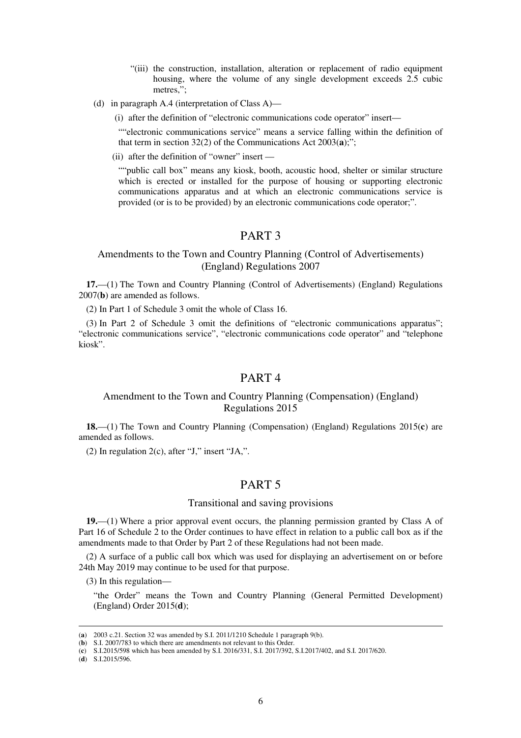"(iii) the construction, installation, alteration or replacement of radio equipment housing, where the volume of any single development exceeds 2.5 cubic metres,";

(d) in paragraph A.4 (interpretation of Class A)—

(i) after the definition of "electronic communications code operator" insert—

""electronic communications service" means a service falling within the definition of that term in section 32(2) of the Communications Act 2003(**a**);";

(ii) after the definition of "owner" insert —

""public call box" means any kiosk, booth, acoustic hood, shelter or similar structure which is erected or installed for the purpose of housing or supporting electronic communications apparatus and at which an electronic communications service is provided (or is to be provided) by an electronic communications code operator;".

## PART 3

### Amendments to the Town and Country Planning (Control of Advertisements) (England) Regulations 2007

**17.**—(1) The Town and Country Planning (Control of Advertisements) (England) Regulations 2007(**b**) are amended as follows.

(2) In Part 1 of Schedule 3 omit the whole of Class 16.

(3) In Part 2 of Schedule 3 omit the definitions of "electronic communications apparatus"; "electronic communications service", "electronic communications code operator" and "telephone kiosk".

## PART 4

### Amendment to the Town and Country Planning (Compensation) (England) Regulations 2015

**18.**—(1) The Town and Country Planning (Compensation) (England) Regulations 2015(**c**) are amended as follows.

(2) In regulation 2(c), after "J," insert "JA,".

## PART 5

### Transitional and saving provisions

**19.**—(1) Where a prior approval event occurs, the planning permission granted by Class A of Part 16 of Schedule 2 to the Order continues to have effect in relation to a public call box as if the amendments made to that Order by Part 2 of these Regulations had not been made.

(2) A surface of a public call box which was used for displaying an advertisement on or before 24th May 2019 may continue to be used for that purpose.

(3) In this regulation—

"the Order" means the Town and Country Planning (General Permitted Development) (England) Order 2015(**d**);

---

(**a**) 2003 c.21. Section 32 was amended by S.I. 2011/1210 Schedule 1 paragraph 9(b).

(**b**) S.I. 2007/783 to which there are amendments not relevant to this Order.

(**c**) S.I.2015/598 which has been amended by S.I. 2016/331, S.I. 2017/392, S.I.2017/402, and S.I. 2017/620.

(**d**) S.I.2015/596.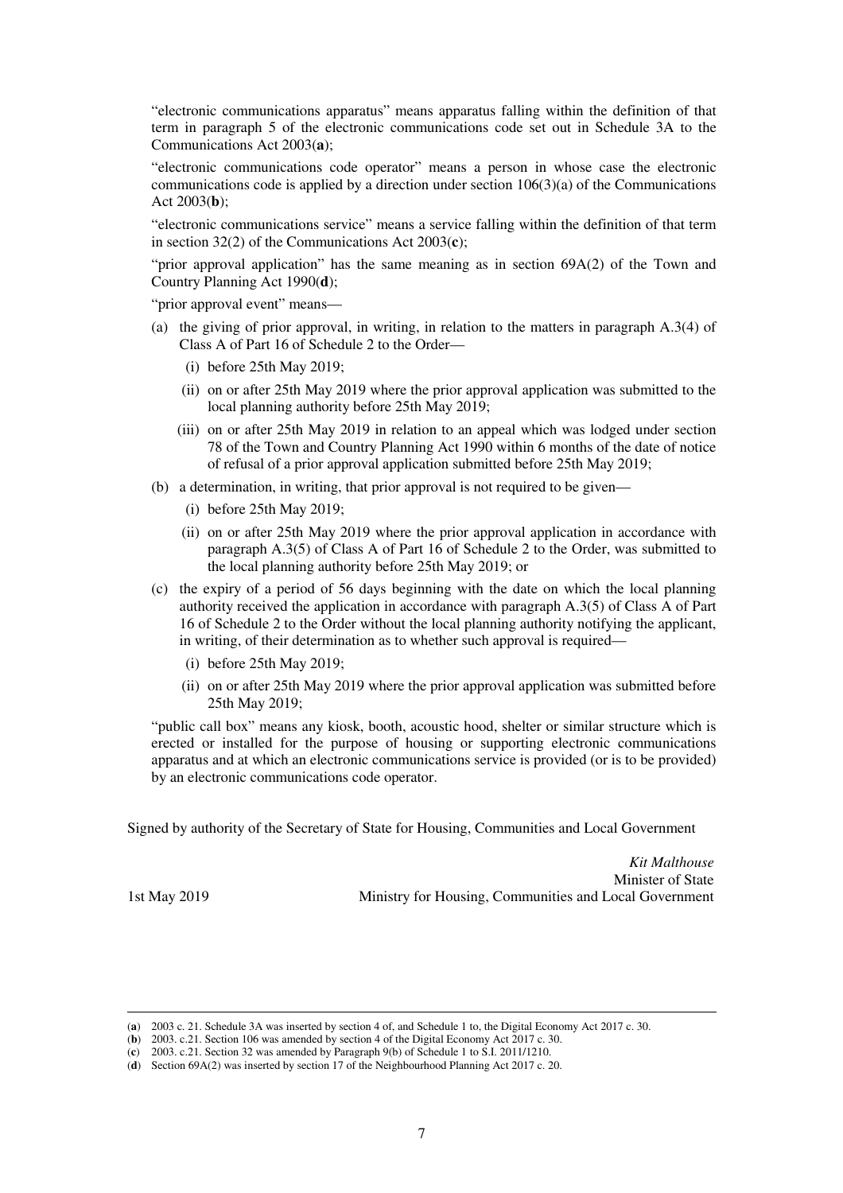"electronic communications apparatus" means apparatus falling within the definition of that term in paragraph 5 of the electronic communications code set out in Schedule 3A to the Communications Act 2003(**a**);

"electronic communications code operator" means a person in whose case the electronic communications code is applied by a direction under section 106(3)(a) of the Communications Act 2003(**b**);

"electronic communications service" means a service falling within the definition of that term in section 32(2) of the Communications Act 2003(**c**);

"prior approval application" has the same meaning as in section 69A(2) of the Town and Country Planning Act 1990(**d**);

"prior approval event" means—

(a) the giving of prior approval, in writing, in relation to the matters in paragraph A.3(4) of Class A of Part 16 of Schedule 2 to the Order—

(i) before 25th May 2019;

(ii) on or after 25th May 2019 where the prior approval application was submitted to the local planning authority before 25th May 2019;

(iii) on or after 25th May 2019 in relation to an appeal which was lodged under section 78 of the Town and Country Planning Act 1990 within 6 months of the date of notice of refusal of a prior approval application submitted before 25th May 2019;

(b) a determination, in writing, that prior approval is not required to be given—

(i) before 25th May 2019;

(ii) on or after 25th May 2019 where the prior approval application in accordance with paragraph A.3(5) of Class A of Part 16 of Schedule 2 to the Order, was submitted to the local planning authority before 25th May 2019; or

(c) the expiry of a period of 56 days beginning with the date on which the local planning authority received the application in accordance with paragraph A.3(5) of Class A of Part 16 of Schedule 2 to the Order without the local planning authority notifying the applicant, in writing, of their determination as to whether such approval is required—

(i) before 25th May 2019;

(ii) on or after 25th May 2019 where the prior approval application was submitted before 25th May 2019;

"public call box" means any kiosk, booth, acoustic hood, shelter or similar structure which is erected or installed for the purpose of housing or supporting electronic communications apparatus and at which an electronic communications service is provided (or is to be provided) by an electronic communications code operator.

Signed by authority of the Secretary of State for Housing, Communities and Local Government

*Kit Malthouse*
Minister of State
Ministry for Housing, Communities and Local Government

1st May 2019

---

(**a**) 2003 c. 21. Schedule 3A was inserted by section 4 of, and Schedule 1 to, the Digital Economy Act 2017 c. 30.

(**b**) 2003. c.21. Section 106 was amended by section 4 of the Digital Economy Act 2017 c. 30.

(**c**) 2003. c.21. Section 32 was amended by Paragraph 9(b) of Schedule 1 to S.I. 2011/1210.

(**d**) Section 69A(2) was inserted by section 17 of the Neighbourhood Planning Act 2017 c. 20.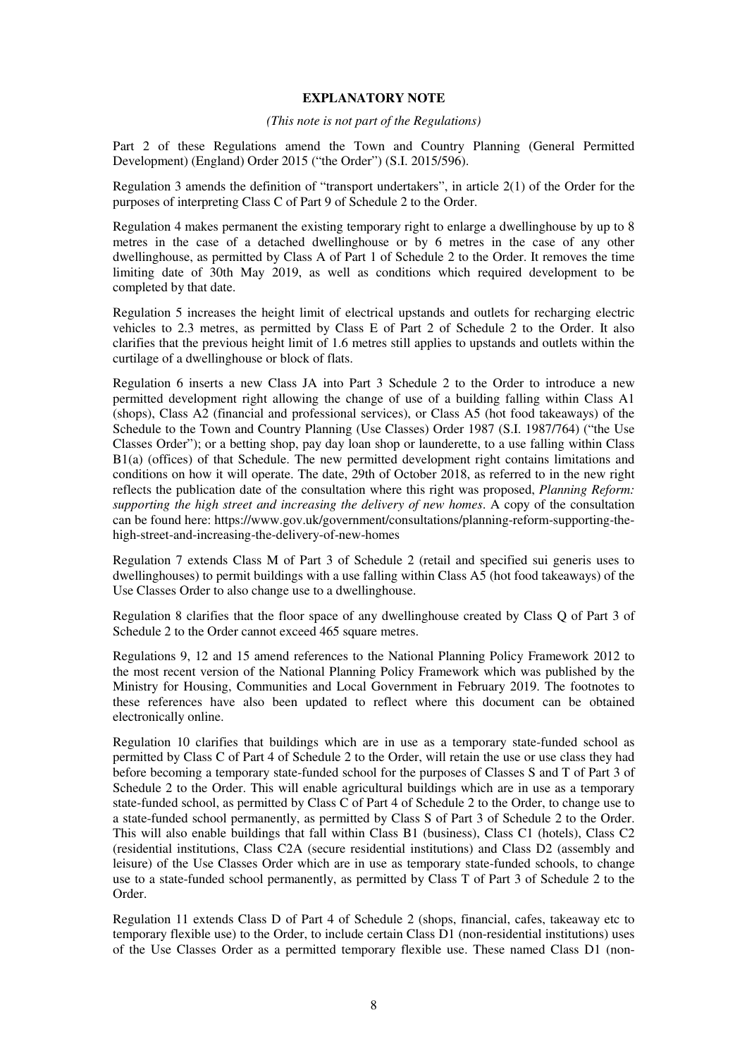**EXPLANATORY NOTE**

*(This note is not part of the Regulations)*

Part 2 of these Regulations amend the Town and Country Planning (General Permitted Development) (England) Order 2015 ("the Order") (S.I. 2015/596).

Regulation 3 amends the definition of "transport undertakers", in article 2(1) of the Order for the purposes of interpreting Class C of Part 9 of Schedule 2 to the Order.

Regulation 4 makes permanent the existing temporary right to enlarge a dwellinghouse by up to 8 metres in the case of a detached dwellinghouse or by 6 metres in the case of any other dwellinghouse, as permitted by Class A of Part 1 of Schedule 2 to the Order. It removes the time limiting date of 30th May 2019, as well as conditions which required development to be completed by that date.

Regulation 5 increases the height limit of electrical upstands and outlets for recharging electric vehicles to 2.3 metres, as permitted by Class E of Part 2 of Schedule 2 to the Order. It also clarifies that the previous height limit of 1.6 metres still applies to upstands and outlets within the curtilage of a dwellinghouse or block of flats.

Regulation 6 inserts a new Class JA into Part 3 Schedule 2 to the Order to introduce a new permitted development right allowing the change of use of a building falling within Class A1 (shops), Class A2 (financial and professional services), or Class A5 (hot food takeaways) of the Schedule to the Town and Country Planning (Use Classes) Order 1987 (S.I. 1987/764) ("the Use Classes Order"); or a betting shop, pay day loan shop or launderette, to a use falling within Class B1(a) (offices) of that Schedule. The new permitted development right contains limitations and conditions on how it will operate. The date, 29th of October 2018, as referred to in the new right reflects the publication date of the consultation where this right was proposed, *Planning Reform: supporting the high street and increasing the delivery of new homes*. A copy of the consultation can be found here: https://www.gov.uk/government/consultations/planning-reform-supporting-the-high-street-and-increasing-the-delivery-of-new-homes

Regulation 7 extends Class M of Part 3 of Schedule 2 (retail and specified sui generis uses to dwellinghouses) to permit buildings with a use falling within Class A5 (hot food takeaways) of the Use Classes Order to also change use to a dwellinghouse.

Regulation 8 clarifies that the floor space of any dwellinghouse created by Class Q of Part 3 of Schedule 2 to the Order cannot exceed 465 square metres.

Regulations 9, 12 and 15 amend references to the National Planning Policy Framework 2012 to the most recent version of the National Planning Policy Framework which was published by the Ministry for Housing, Communities and Local Government in February 2019. The footnotes to these references have also been updated to reflect where this document can be obtained electronically online.

Regulation 10 clarifies that buildings which are in use as a temporary state-funded school as permitted by Class C of Part 4 of Schedule 2 to the Order, will retain the use or use class they had before becoming a temporary state-funded school for the purposes of Classes S and T of Part 3 of Schedule 2 to the Order. This will enable agricultural buildings which are in use as a temporary state-funded school, as permitted by Class C of Part 4 of Schedule 2 to the Order, to change use to a state-funded school permanently, as permitted by Class S of Part 3 of Schedule 2 to the Order. This will also enable buildings that fall within Class B1 (business), Class C1 (hotels), Class C2 (residential institutions, Class C2A (secure residential institutions) and Class D2 (assembly and leisure) of the Use Classes Order which are in use as temporary state-funded schools, to change use to a state-funded school permanently, as permitted by Class T of Part 3 of Schedule 2 to the Order.

Regulation 11 extends Class D of Part 4 of Schedule 2 (shops, financial, cafes, takeaway etc to temporary flexible use) to the Order, to include certain Class D1 (non-residential institutions) uses of the Use Classes Order as a permitted temporary flexible use. These named Class D1 (non-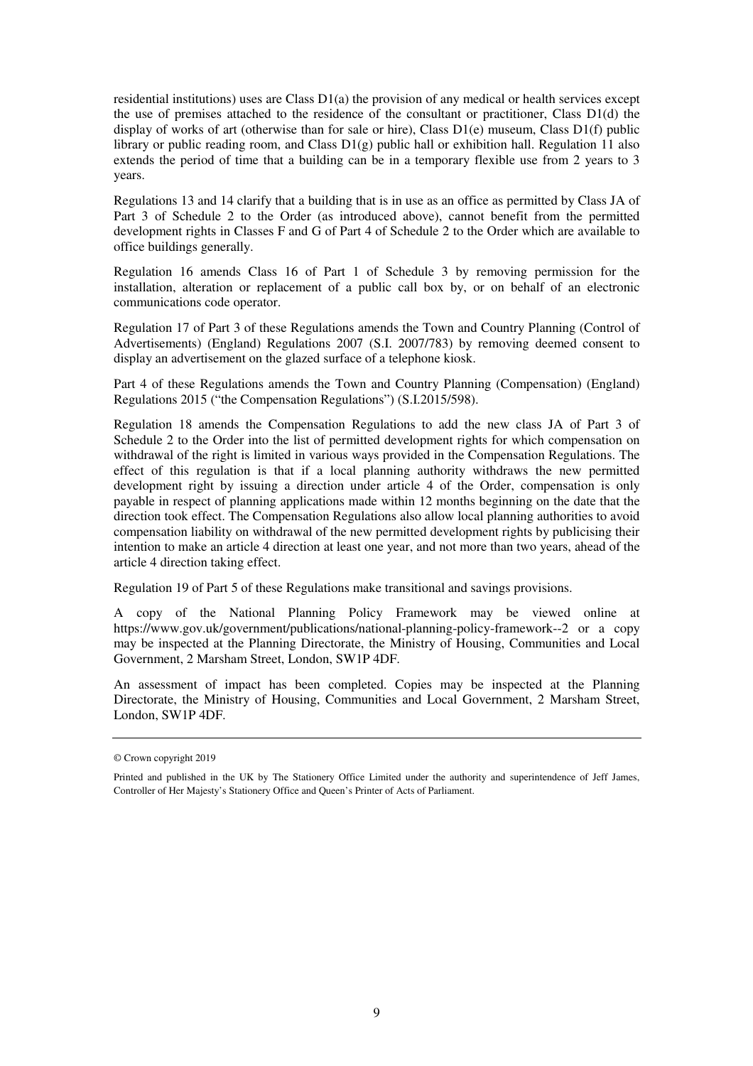residential institutions) uses are Class D1(a) the provision of any medical or health services except the use of premises attached to the residence of the consultant or practitioner, Class D1(d) the display of works of art (otherwise than for sale or hire), Class D1(e) museum, Class D1(f) public library or public reading room, and Class D1(g) public hall or exhibition hall. Regulation 11 also extends the period of time that a building can be in a temporary flexible use from 2 years to 3 years.

Regulations 13 and 14 clarify that a building that is in use as an office as permitted by Class JA of Part 3 of Schedule 2 to the Order (as introduced above), cannot benefit from the permitted development rights in Classes F and G of Part 4 of Schedule 2 to the Order which are available to office buildings generally.

Regulation 16 amends Class 16 of Part 1 of Schedule 3 by removing permission for the installation, alteration or replacement of a public call box by, or on behalf of an electronic communications code operator.

Regulation 17 of Part 3 of these Regulations amends the Town and Country Planning (Control of Advertisements) (England) Regulations 2007 (S.I. 2007/783) by removing deemed consent to display an advertisement on the glazed surface of a telephone kiosk.

Part 4 of these Regulations amends the Town and Country Planning (Compensation) (England) Regulations 2015 ("the Compensation Regulations") (S.I.2015/598).

Regulation 18 amends the Compensation Regulations to add the new class JA of Part 3 of Schedule 2 to the Order into the list of permitted development rights for which compensation on withdrawal of the right is limited in various ways provided in the Compensation Regulations. The effect of this regulation is that if a local planning authority withdraws the new permitted development right by issuing a direction under article 4 of the Order, compensation is only payable in respect of planning applications made within 12 months beginning on the date that the direction took effect. The Compensation Regulations also allow local planning authorities to avoid compensation liability on withdrawal of the new permitted development rights by publicising their intention to make an article 4 direction at least one year, and not more than two years, ahead of the article 4 direction taking effect.

Regulation 19 of Part 5 of these Regulations make transitional and savings provisions.

A copy of the National Planning Policy Framework may be viewed online at https://www.gov.uk/government/publications/national-planning-policy-framework--2 or a copy may be inspected at the Planning Directorate, the Ministry of Housing, Communities and Local Government, 2 Marsham Street, London, SW1P 4DF.

An assessment of impact has been completed. Copies may be inspected at the Planning Directorate, the Ministry of Housing, Communities and Local Government, 2 Marsham Street, London, SW1P 4DF.

---

© Crown copyright 2019

Printed and published in the UK by The Stationery Office Limited under the authority and superintendence of Jeff James, Controller of Her Majesty's Stationery Office and Queen's Printer of Acts of Parliament.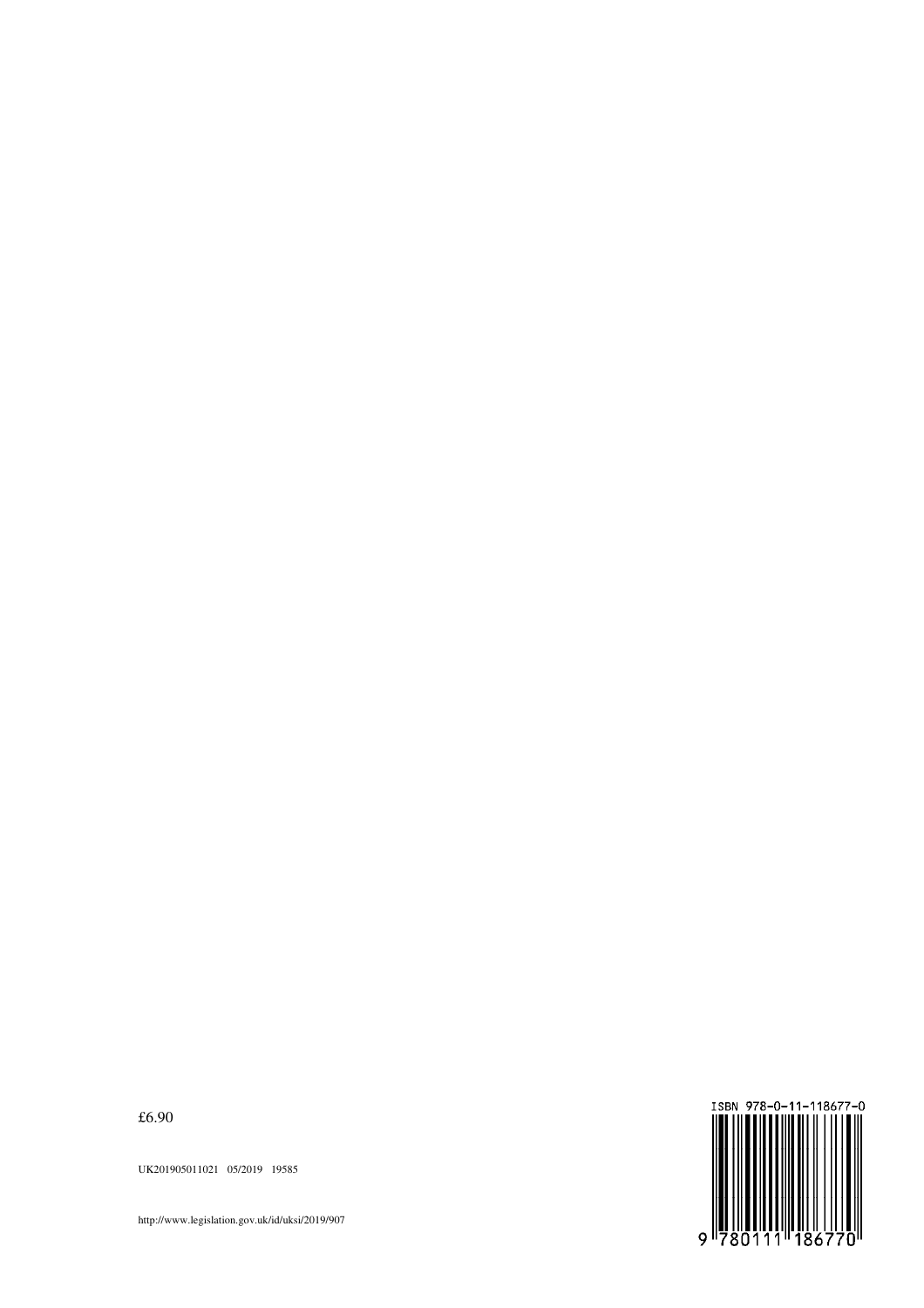£6.90

UK201905011021 05/2019 19585

http://www.legislation.gov.uk/id/uksi/2019/907

ISBN 978-0-11-118677-0

9 780111 186770